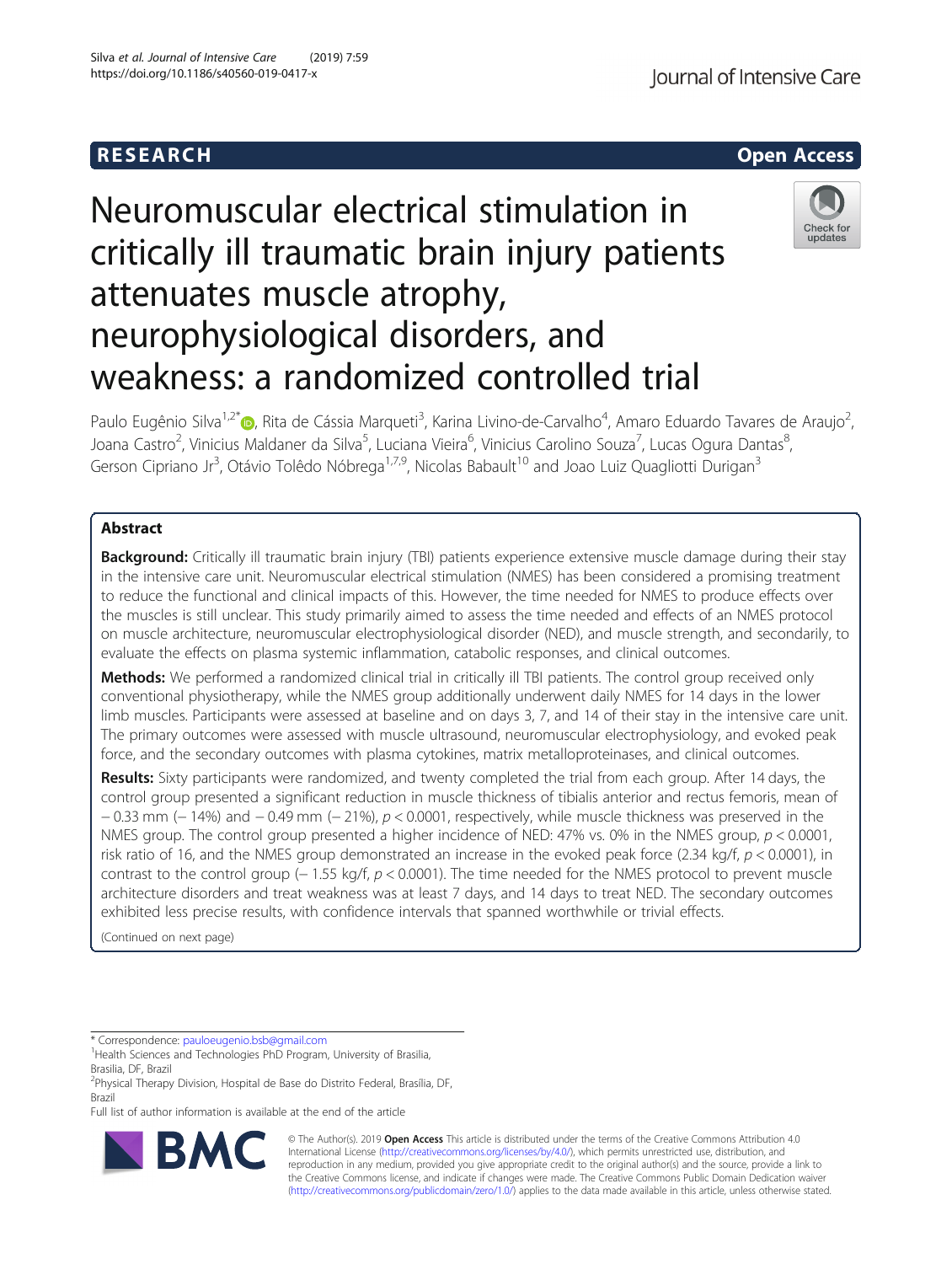RESEARCH

Open Access

# Neuromuscular electrical stimulation in critically ill traumatic brain injury patients attenuates muscle atrophy, neurophysiological disorders, and weakness: a randomized controlled trial

Paulo Eugênio Silva[1,2*], Rita de Cássia Marqueti[3], Karina Livino-de-Carvalho[4], Amaro Eduardo Tavares de Araujo[2], Joana Castro[2], Vinicius Maldaner da Silva[5], Luciana Vieira[6], Vinicius Carolino Souza[7], Lucas Ogura Dantas[8], Gerson Cipriano Jr[3], Otávio Tolêdo Nóbrega[1,7,9], Nicolas Babault[10] and Joao Luiz Quagliotti Durigan[3]

## Abstract

**Background:** Critically ill traumatic brain injury (TBI) patients experience extensive muscle damage during their stay in the intensive care unit. Neuromuscular electrical stimulation (NMES) has been considered a promising treatment to reduce the functional and clinical impacts of this. However, the time needed for NMES to produce effects over the muscles is still unclear. This study primarily aimed to assess the time needed and effects of an NMES protocol on muscle architecture, neuromuscular electrophysiological disorder (NED), and muscle strength, and secondarily, to evaluate the effects on plasma systemic inflammation, catabolic responses, and clinical outcomes.

**Methods:** We performed a randomized clinical trial in critically ill TBI patients. The control group received only conventional physiotherapy, while the NMES group additionally underwent daily NMES for 14 days in the lower limb muscles. Participants were assessed at baseline and on days 3, 7, and 14 of their stay in the intensive care unit. The primary outcomes were assessed with muscle ultrasound, neuromuscular electrophysiology, and evoked peak force, and the secondary outcomes with plasma cytokines, matrix metalloproteinases, and clinical outcomes.

**Results:** Sixty participants were randomized, and twenty completed the trial from each group. After 14 days, the control group presented a significant reduction in muscle thickness of tibialis anterior and rectus femoris, mean of − 0.33 mm (− 14%) and − 0.49 mm (− 21%), $p < 0.0001$, respectively, while muscle thickness was preserved in the NMES group. The control group presented a higher incidence of NED: 47% vs. 0% in the NMES group, $p < 0.0001$, risk ratio of 16, and the NMES group demonstrated an increase in the evoked peak force (2.34 kg/f, $p < 0.0001$), in contrast to the control group (− 1.55 kg/f, $p < 0.0001$). The time needed for the NMES protocol to prevent muscle architecture disorders and treat weakness was at least 7 days, and 14 days to treat NED. The secondary outcomes exhibited less precise results, with confidence intervals that spanned worthwhile or trivial effects.

(Continued on next page)

---

* Correspondence: pauloeugenio.bsb@gmail.com

[1]Health Sciences and Technologies PhD Program, University of Brasilia, Brasilia, DF, Brazil

[2]Physical Therapy Division, Hospital de Base do Distrito Federal, Brasília, DF, Brazil

Full list of author information is available at the end of the article

© The Author(s). 2019 **Open Access** This article is distributed under the terms of the Creative Commons Attribution 4.0 International License (http://creativecommons.org/licenses/by/4.0/), which permits unrestricted use, distribution, and reproduction in any medium, provided you give appropriate credit to the original author(s) and the source, provide a link to the Creative Commons license, and indicate if changes were made. The Creative Commons Public Domain Dedication waiver (http://creativecommons.org/publicdomain/zero/1.0/) applies to the data made available in this article, unless otherwise stated.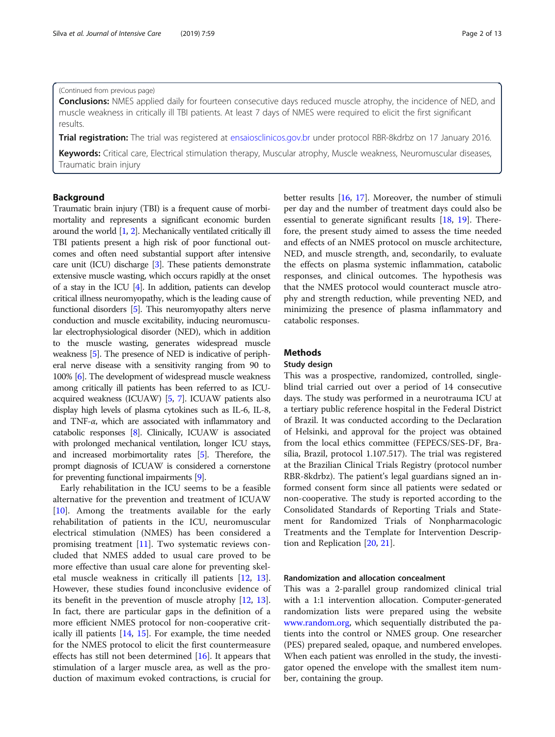(Continued from previous page)

**Conclusions:** NMES applied daily for fourteen consecutive days reduced muscle atrophy, the incidence of NED, and muscle weakness in critically ill TBI patients. At least 7 days of NMES were required to elicit the first significant results.

**Trial registration:** The trial was registered at ensaiosclinicos.gov.br under protocol RBR-8kdrbz on 17 January 2016.

**Keywords:** Critical care, Electrical stimulation therapy, Muscular atrophy, Muscle weakness, Neuromuscular diseases, Traumatic brain injury

## Background

Traumatic brain injury (TBI) is a frequent cause of morbimortality and represents a significant economic burden around the world [1, 2]. Mechanically ventilated critically ill TBI patients present a high risk of poor functional outcomes and often need substantial support after intensive care unit (ICU) discharge [3]. These patients demonstrate extensive muscle wasting, which occurs rapidly at the onset of a stay in the ICU [4]. In addition, patients can develop critical illness neuromyopathy, which is the leading cause of functional disorders [5]. This neuromyopathy alters nerve conduction and muscle excitability, inducing neuromuscular electrophysiological disorder (NED), which in addition to the muscle wasting, generates widespread muscle weakness [5]. The presence of NED is indicative of peripheral nerve disease with a sensitivity ranging from 90 to 100% [6]. The development of widespread muscle weakness among critically ill patients has been referred to as ICU-acquired weakness (ICUAW) [5, 7]. ICUAW patients also display high levels of plasma cytokines such as IL-6, IL-8, and TNF-*α*, which are associated with inflammatory and catabolic responses [8]. Clinically, ICUAW is associated with prolonged mechanical ventilation, longer ICU stays, and increased morbimortality rates [5]. Therefore, the prompt diagnosis of ICUAW is considered a cornerstone for preventing functional impairments [9].

Early rehabilitation in the ICU seems to be a feasible alternative for the prevention and treatment of ICUAW [10]. Among the treatments available for the early rehabilitation of patients in the ICU, neuromuscular electrical stimulation (NMES) has been considered a promising treatment [11]. Two systematic reviews concluded that NMES added to usual care proved to be more effective than usual care alone for preventing skeletal muscle weakness in critically ill patients [12, 13]. However, these studies found inconclusive evidence of its benefit in the prevention of muscle atrophy [12, 13]. In fact, there are particular gaps in the definition of a more efficient NMES protocol for non-cooperative critically ill patients [14, 15]. For example, the time needed for the NMES protocol to elicit the first countermeasure effects has still not been determined [16]. It appears that stimulation of a larger muscle area, as well as the production of maximum evoked contractions, is crucial for better results [16, 17]. Moreover, the number of stimuli per day and the number of treatment days could also be essential to generate significant results [18, 19]. Therefore, the present study aimed to assess the time needed and effects of an NMES protocol on muscle architecture, NED, and muscle strength, and, secondarily, to evaluate the effects on plasma systemic inflammation, catabolic responses, and clinical outcomes. The hypothesis was that the NMES protocol would counteract muscle atrophy and strength reduction, while preventing NED, and minimizing the presence of plasma inflammatory and catabolic responses.

## Methods

### Study design

This was a prospective, randomized, controlled, single-blind trial carried out over a period of 14 consecutive days. The study was performed in a neurotrauma ICU at a tertiary public reference hospital in the Federal District of Brazil. It was conducted according to the Declaration of Helsinki, and approval for the project was obtained from the local ethics committee (FEPECS/SES-DF, Brasília, Brazil, protocol 1.107.517). The trial was registered at the Brazilian Clinical Trials Registry (protocol number RBR-8kdrbz). The patient's legal guardians signed an informed consent form since all patients were sedated or non-cooperative. The study is reported according to the Consolidated Standards of Reporting Trials and Statement for Randomized Trials of Nonpharmacologic Treatments and the Template for Intervention Description and Replication [20, 21].

### Randomization and allocation concealment

This was a 2-parallel group randomized clinical trial with a 1:1 intervention allocation. Computer-generated randomization lists were prepared using the website www.random.org, which sequentially distributed the patients into the control or NMES group. One researcher (PES) prepared sealed, opaque, and numbered envelopes. When each patient was enrolled in the study, the investigator opened the envelope with the smallest item number, containing the group.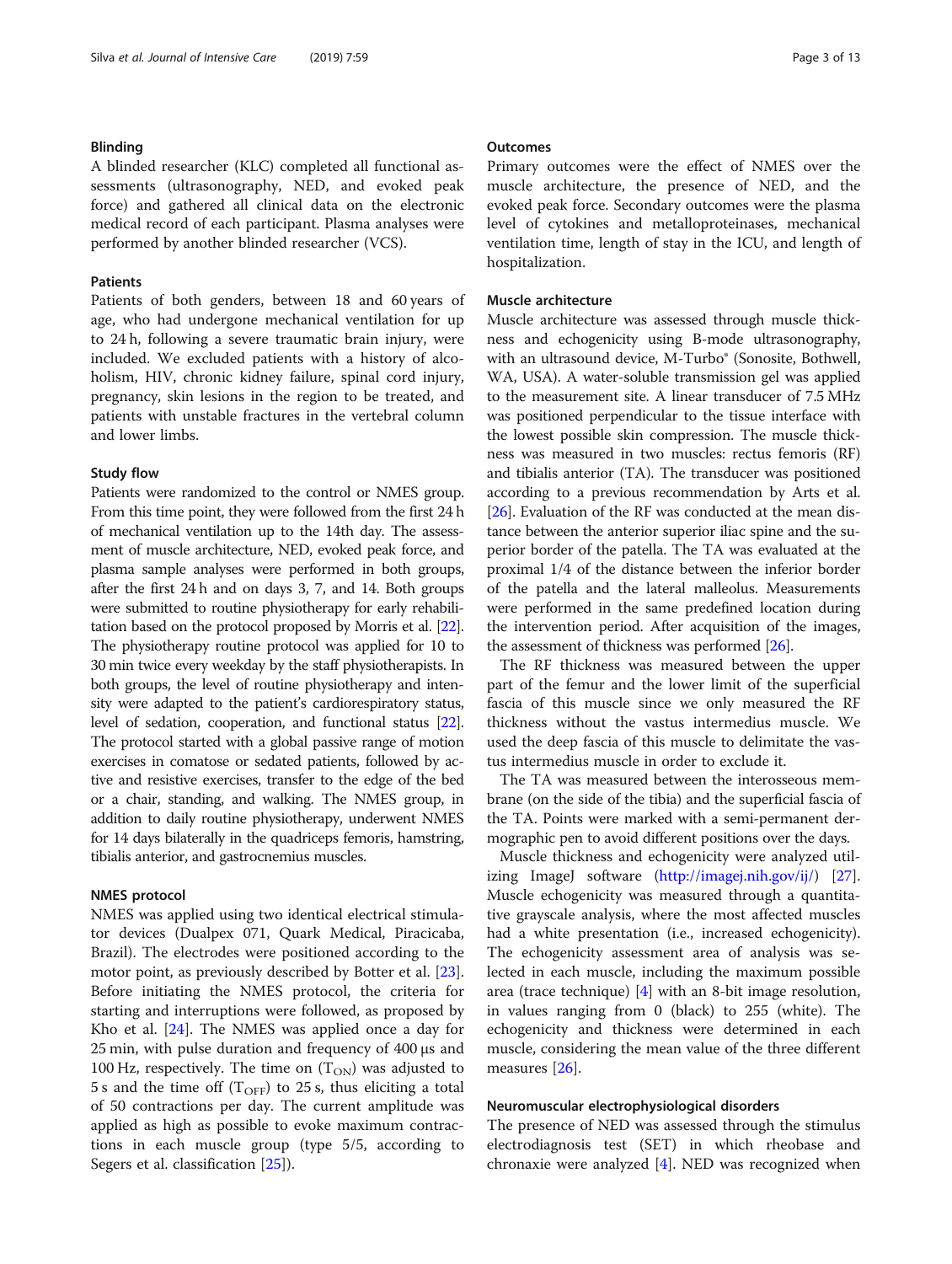## Blinding

A blinded researcher (KLC) completed all functional assessments (ultrasonography, NED, and evoked peak force) and gathered all clinical data on the electronic medical record of each participant. Plasma analyses were performed by another blinded researcher (VCS).

## Patients

Patients of both genders, between 18 and 60 years of age, who had undergone mechanical ventilation for up to 24 h, following a severe traumatic brain injury, were included. We excluded patients with a history of alcoholism, HIV, chronic kidney failure, spinal cord injury, pregnancy, skin lesions in the region to be treated, and patients with unstable fractures in the vertebral column and lower limbs.

## Study flow

Patients were randomized to the control or NMES group. From this time point, they were followed from the first 24 h of mechanical ventilation up to the 14th day. The assessment of muscle architecture, NED, evoked peak force, and plasma sample analyses were performed in both groups, after the first 24 h and on days 3, 7, and 14. Both groups were submitted to routine physiotherapy for early rehabilitation based on the protocol proposed by Morris et al. [22]. The physiotherapy routine protocol was applied for 10 to 30 min twice every weekday by the staff physiotherapists. In both groups, the level of routine physiotherapy and intensity were adapted to the patient's cardiorespiratory status, level of sedation, cooperation, and functional status [22]. The protocol started with a global passive range of motion exercises in comatose or sedated patients, followed by active and resistive exercises, transfer to the edge of the bed or a chair, standing, and walking. The NMES group, in addition to daily routine physiotherapy, underwent NMES for 14 days bilaterally in the quadriceps femoris, hamstring, tibialis anterior, and gastrocnemius muscles.

## NMES protocol

NMES was applied using two identical electrical stimulator devices (Dualpex 071, Quark Medical, Piracicaba, Brazil). The electrodes were positioned according to the motor point, as previously described by Botter et al. [23]. Before initiating the NMES protocol, the criteria for starting and interruptions were followed, as proposed by Kho et al. [24]. The NMES was applied once a day for 25 min, with pulse duration and frequency of 400 μs and 100 Hz, respectively. The time on ($T_{ON}$) was adjusted to 5 s and the time off ($T_{OFF}$) to 25 s, thus eliciting a total of 50 contractions per day. The current amplitude was applied as high as possible to evoke maximum contractions in each muscle group (type 5/5, according to Segers et al. classification [25]).

## Outcomes

Primary outcomes were the effect of NMES over the muscle architecture, the presence of NED, and the evoked peak force. Secondary outcomes were the plasma level of cytokines and metalloproteinases, mechanical ventilation time, length of stay in the ICU, and length of hospitalization.

## Muscle architecture

Muscle architecture was assessed through muscle thickness and echogenicity using B-mode ultrasonography, with an ultrasound device, M-Turbo® (Sonosite, Bothwell, WA, USA). A water-soluble transmission gel was applied to the measurement site. A linear transducer of 7.5 MHz was positioned perpendicular to the tissue interface with the lowest possible skin compression. The muscle thickness was measured in two muscles: rectus femoris (RF) and tibialis anterior (TA). The transducer was positioned according to a previous recommendation by Arts et al. [26]. Evaluation of the RF was conducted at the mean distance between the anterior superior iliac spine and the superior border of the patella. The TA was evaluated at the proximal 1/4 of the distance between the inferior border of the patella and the lateral malleolus. Measurements were performed in the same predefined location during the intervention period. After acquisition of the images, the assessment of thickness was performed [26].

The RF thickness was measured between the upper part of the femur and the lower limit of the superficial fascia of this muscle since we only measured the RF thickness without the vastus intermedius muscle. We used the deep fascia of this muscle to delimitate the vastus intermedius muscle in order to exclude it.

The TA was measured between the interosseous membrane (on the side of the tibia) and the superficial fascia of the TA. Points were marked with a semi-permanent dermographic pen to avoid different positions over the days.

Muscle thickness and echogenicity were analyzed utilizing ImageJ software (http://imagej.nih.gov/ij/) [27]. Muscle echogenicity was measured through a quantitative grayscale analysis, where the most affected muscles had a white presentation (i.e., increased echogenicity). The echogenicity assessment area of analysis was selected in each muscle, including the maximum possible area (trace technique) [4] with an 8-bit image resolution, in values ranging from 0 (black) to 255 (white). The echogenicity and thickness were determined in each muscle, considering the mean value of the three different measures [26].

## Neuromuscular electrophysiological disorders

The presence of NED was assessed through the stimulus electrodiagnosis test (SET) in which rheobase and chronaxie were analyzed [4]. NED was recognized when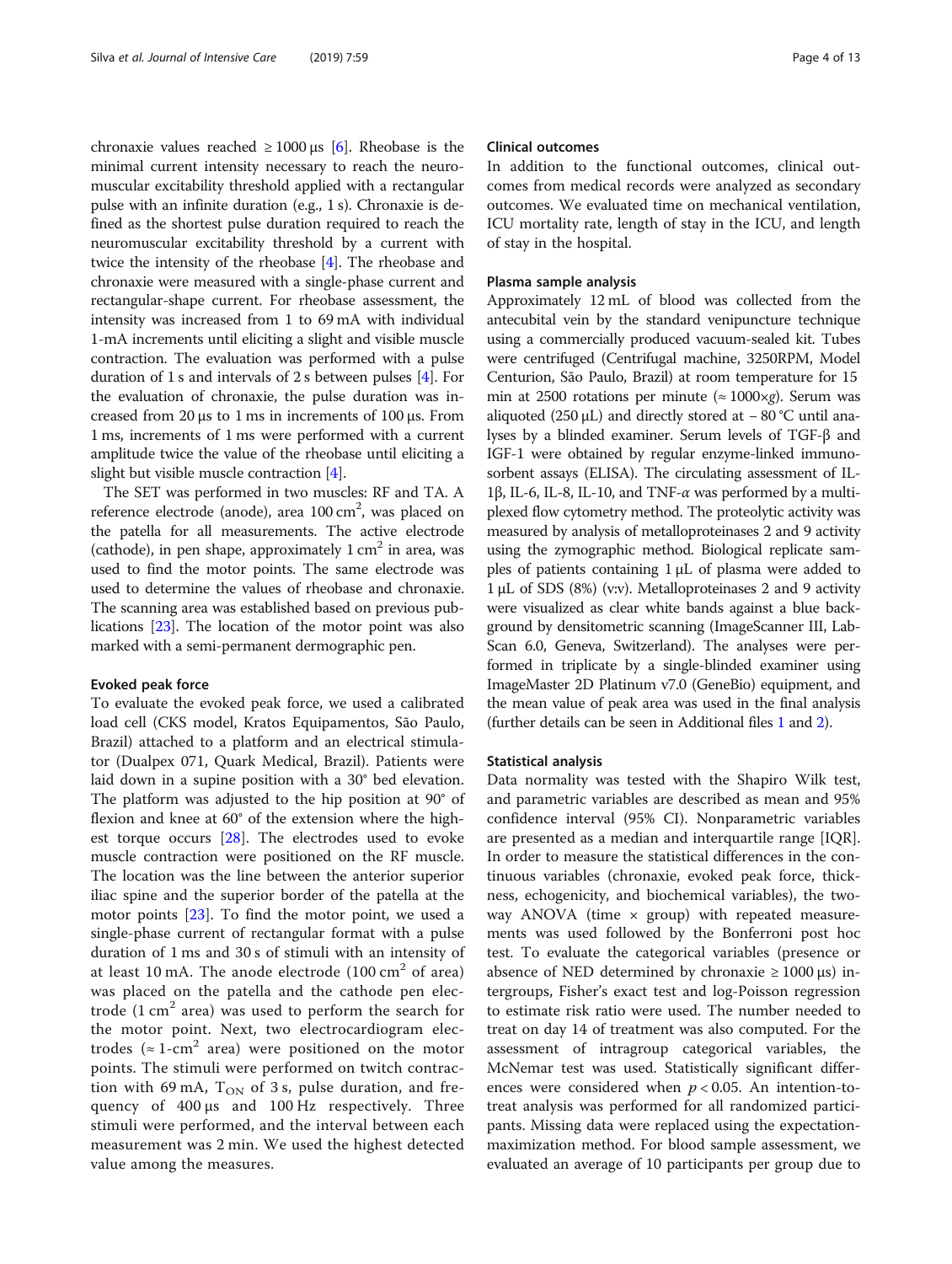chronaxie values reached ≥ 1000 μs [6]. Rheobase is the minimal current intensity necessary to reach the neuromuscular excitability threshold applied with a rectangular pulse with an infinite duration (e.g., 1 s). Chronaxie is defined as the shortest pulse duration required to reach the neuromuscular excitability threshold by a current with twice the intensity of the rheobase [4]. The rheobase and chronaxie were measured with a single-phase current and rectangular-shape current. For rheobase assessment, the intensity was increased from 1 to 69 mA with individual 1-mA increments until eliciting a slight and visible muscle contraction. The evaluation was performed with a pulse duration of 1 s and intervals of 2 s between pulses [4]. For the evaluation of chronaxie, the pulse duration was increased from 20 μs to 1 ms in increments of 100 μs. From 1 ms, increments of 1 ms were performed with a current amplitude twice the value of the rheobase until eliciting a slight but visible muscle contraction [4].

The SET was performed in two muscles: RF and TA. A reference electrode (anode), area 100 $cm^2$, was placed on the patella for all measurements. The active electrode (cathode), in pen shape, approximately 1 $cm^2$ in area, was used to find the motor points. The same electrode was used to determine the values of rheobase and chronaxie. The scanning area was established based on previous publications [23]. The location of the motor point was also marked with a semi-permanent dermographic pen.

### Evoked peak force

To evaluate the evoked peak force, we used a calibrated load cell (CKS model, Kratos Equipamentos, São Paulo, Brazil) attached to a platform and an electrical stimulator (Dualpex 071, Quark Medical, Brazil). Patients were laid down in a supine position with a 30° bed elevation. The platform was adjusted to the hip position at 90° of flexion and knee at 60° of the extension where the highest torque occurs [28]. The electrodes used to evoke muscle contraction were positioned on the RF muscle. The location was the line between the anterior superior iliac spine and the superior border of the patella at the motor points [23]. To find the motor point, we used a single-phase current of rectangular format with a pulse duration of 1 ms and 30 s of stimuli with an intensity of at least 10 mA. The anode electrode (100 $cm^2$ of area) was placed on the patella and the cathode pen electrode (1 $cm^2$ area) was used to perform the search for the motor point. Next, two electrocardiogram electrodes (≈ 1-$cm^2$ area) were positioned on the motor points. The stimuli were performed on twitch contraction with 69 mA, $T_{ON}$ of 3 s, pulse duration, and frequency of 400 μs and 100 Hz respectively. Three stimuli were performed, and the interval between each measurement was 2 min. We used the highest detected value among the measures.

### Clinical outcomes

In addition to the functional outcomes, clinical outcomes from medical records were analyzed as secondary outcomes. We evaluated time on mechanical ventilation, ICU mortality rate, length of stay in the ICU, and length of stay in the hospital.

### Plasma sample analysis

Approximately 12 mL of blood was collected from the antecubital vein by the standard venipuncture technique using a commercially produced vacuum-sealed kit. Tubes were centrifuged (Centrifugal machine, 3250RPM, Model Centurion, São Paulo, Brazil) at room temperature for 15 min at 2500 rotations per minute (≈ 1000×*g*). Serum was aliquoted (250 μL) and directly stored at − 80 °C until analyses by a blinded examiner. Serum levels of TGF-β and IGF-1 were obtained by regular enzyme-linked immunosorbent assays (ELISA). The circulating assessment of IL-1β, IL-6, IL-8, IL-10, and TNF-*α* was performed by a multiplexed flow cytometry method. The proteolytic activity was measured by analysis of metalloproteinases 2 and 9 activity using the zymographic method. Biological replicate samples of patients containing 1 μL of plasma were added to 1 μL of SDS (8%) (v:v). Metalloproteinases 2 and 9 activity were visualized as clear white bands against a blue background by densitometric scanning (ImageScanner III, LabScan 6.0, Geneva, Switzerland). The analyses were performed in triplicate by a single-blinded examiner using ImageMaster 2D Platinum v7.0 (GeneBio) equipment, and the mean value of peak area was used in the final analysis (further details can be seen in Additional files 1 and 2).

### Statistical analysis

Data normality was tested with the Shapiro Wilk test, and parametric variables are described as mean and 95% confidence interval (95% CI). Nonparametric variables are presented as a median and interquartile range [IQR]. In order to measure the statistical differences in the continuous variables (chronaxie, evoked peak force, thickness, echogenicity, and biochemical variables), the two-way ANOVA (time × group) with repeated measurements was used followed by the Bonferroni post hoc test. To evaluate the categorical variables (presence or absence of NED determined by chronaxie ≥ 1000 μs) intergroups, Fisher's exact test and log-Poisson regression to estimate risk ratio were used. The number needed to treat on day 14 of treatment was also computed. For the assessment of intragroup categorical variables, the McNemar test was used. Statistically significant differences were considered when $p < 0.05$. An intention-to-treat analysis was performed for all randomized participants. Missing data were replaced using the expectation-maximization method. For blood sample assessment, we evaluated an average of 10 participants per group due to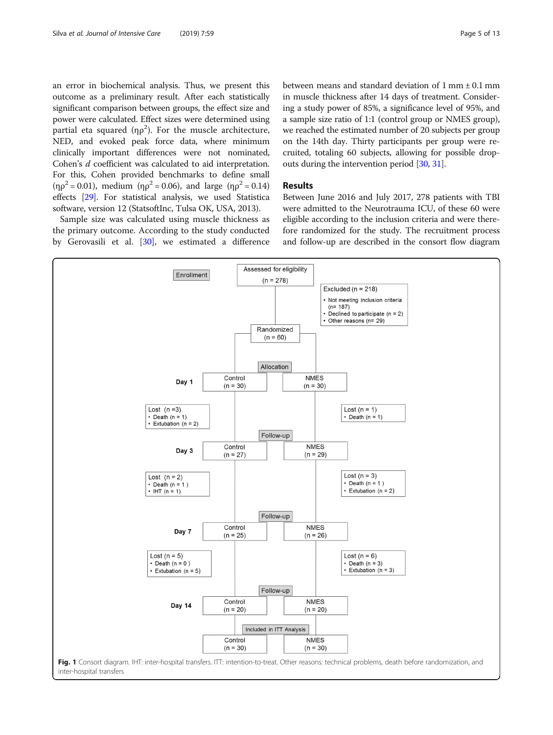an error in biochemical analysis. Thus, we present this outcome as a preliminary result. After each statistically significant comparison between groups, the effect size and power were calculated. Effect sizes were determined using partial eta squared ($\eta\rho^2$). For the muscle architecture, NED, and evoked peak force data, where minimum clinically important differences were not nominated, Cohen's *d* coefficient was calculated to aid interpretation. For this, Cohen provided benchmarks to define small ($\eta\rho^2 = 0.01$), medium ($\eta\rho^2 = 0.06$), and large ($\eta\rho^2 = 0.14$) effects [29]. For statistical analysis, we used Statistica software, version 12 (StatsoftInc, Tulsa OK, USA, 2013).

Sample size was calculated using muscle thickness as the primary outcome. According to the study conducted by Gerovasili et al. [30], we estimated a difference between means and standard deviation of 1 mm ± 0.1 mm in muscle thickness after 14 days of treatment. Considering a study power of 85%, a significance level of 95%, and a sample size ratio of 1:1 (control group or NMES group), we reached the estimated number of 20 subjects per group on the 14th day. Thirty participants per group were recruited, totaling 60 subjects, allowing for possible dropouts during the intervention period [30, 31].

## Results

Between June 2016 and July 2017, 278 patients with TBI were admitted to the Neurotrauma ICU, of these 60 were eligible according to the inclusion criteria and were therefore randomized for the study. The recruitment process and follow-up are described in the consort flow diagram

Fig. 1 Consort diagram. IHT: inter-hospital transfers. ITT: intention-to-treat. Other reasons: technical problems, death before randomization, and inter-hospital transfers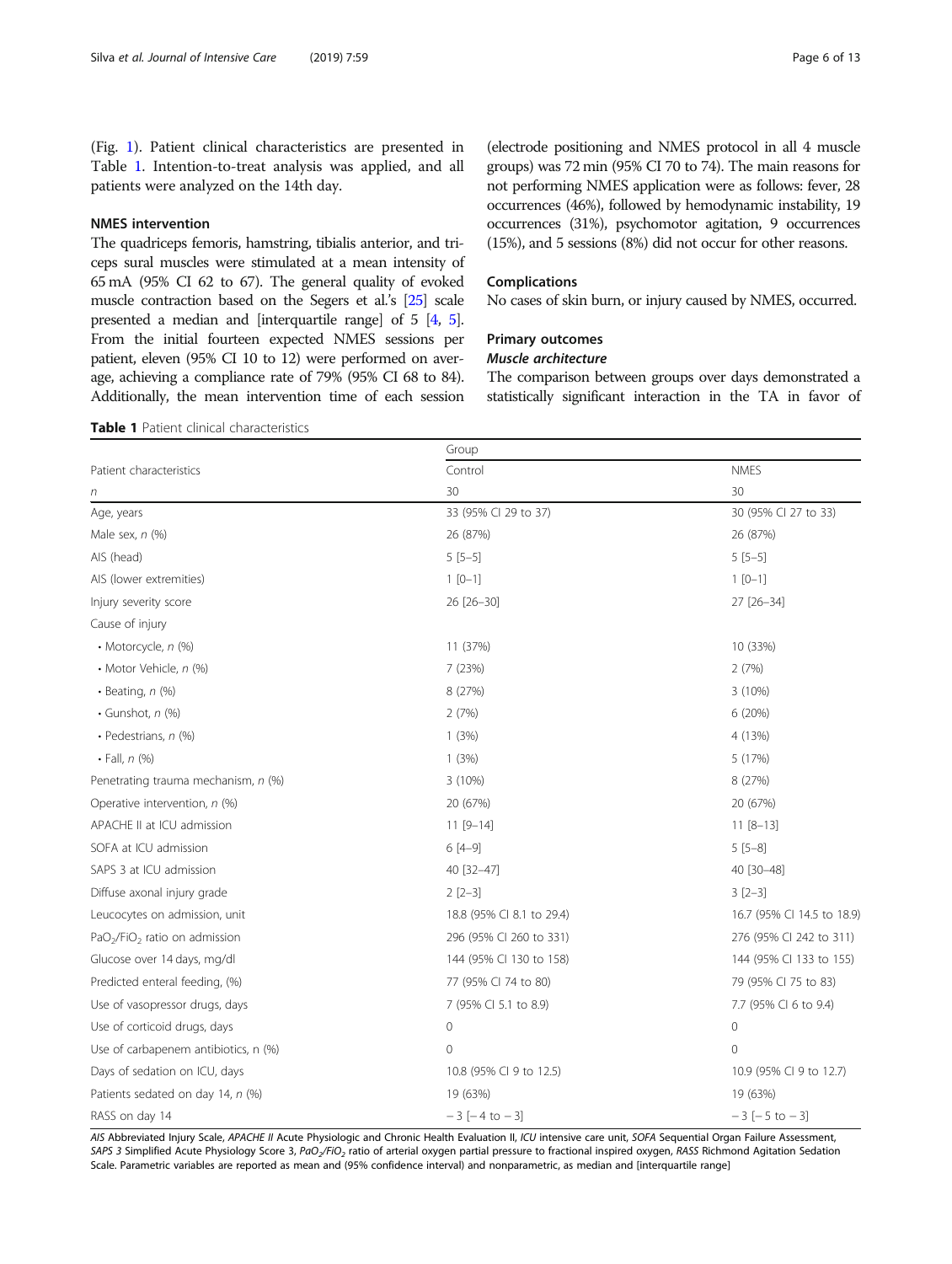(Fig. 1). Patient clinical characteristics are presented in Table 1. Intention-to-treat analysis was applied, and all patients were analyzed on the 14th day.

### NMES intervention

The quadriceps femoris, hamstring, tibialis anterior, and triceps sural muscles were stimulated at a mean intensity of 65 mA (95% CI 62 to 67). The general quality of evoked muscle contraction based on the Segers et al.'s [25] scale presented a median and [interquartile range] of 5 [4, 5]. From the initial fourteen expected NMES sessions per patient, eleven (95% CI 10 to 12) were performed on average, achieving a compliance rate of 79% (95% CI 68 to 84). Additionally, the mean intervention time of each session (electrode positioning and NMES protocol in all 4 muscle groups) was 72 min (95% CI 70 to 74). The main reasons for not performing NMES application were as follows: fever, 28 occurrences (46%), followed by hemodynamic instability, 19 occurrences (31%), psychomotor agitation, 9 occurrences (15%), and 5 sessions (8%) did not occur for other reasons.

### Complications

No cases of skin burn, or injury caused by NMES, occurred.

### Primary outcomes

#### *Muscle architecture*

The comparison between groups over days demonstrated a statistically significant interaction in the TA in favor of

**Table 1** Patient clinical characteristics

| | Group | |
|---|---|---|
| Patient characteristics | Control | NMES |
| *n* | 30 | 30 |
| Age, years | 33 (95% CI 29 to 37) | 30 (95% CI 27 to 33) |
| Male sex, *n* (%) | 26 (87%) | 26 (87%) |
| AIS (head) | 5 [5–5] | 5 [5–5] |
| AIS (lower extremities) | 1 [0–1] | 1 [0–1] |
| Injury severity score | 26 [26–30] | 27 [26–34] |
| Cause of injury | | |
| • Motorcycle, *n* (%) | 11 (37%) | 10 (33%) |
| • Motor Vehicle, *n* (%) | 7 (23%) | 2 (7%) |
| • Beating, *n* (%) | 8 (27%) | 3 (10%) |
| • Gunshot, *n* (%) | 2 (7%) | 6 (20%) |
| • Pedestrians, *n* (%) | 1 (3%) | 4 (13%) |
| • Fall, *n* (%) | 1 (3%) | 5 (17%) |
| Penetrating trauma mechanism, *n* (%) | 3 (10%) | 8 (27%) |
| Operative intervention, *n* (%) | 20 (67%) | 20 (67%) |
| APACHE II at ICU admission | 11 [9–14] | 11 [8–13] |
| SOFA at ICU admission | 6 [4–9] | 5 [5–8] |
| SAPS 3 at ICU admission | 40 [32–47] | 40 [30–48] |
| Diffuse axonal injury grade | 2 [2–3] | 3 [2–3] |
| Leucocytes on admission, unit | 18.8 (95% CI 8.1 to 29.4) | 16.7 (95% CI 14.5 to 18.9) |
| $PaO_2/FiO_2$ ratio on admission | 296 (95% CI 260 to 331) | 276 (95% CI 242 to 311) |
| Glucose over 14 days, mg/dl | 144 (95% CI 130 to 158) | 144 (95% CI 133 to 155) |
| Predicted enteral feeding, (%) | 77 (95% CI 74 to 80) | 79 (95% CI 75 to 83) |
| Use of vasopressor drugs, days | 7 (95% CI 5.1 to 8.9) | 7.7 (95% CI 6 to 9.4) |
| Use of corticoid drugs, days | 0 | 0 |
| Use of carbapenem antibiotics, n (%) | 0 | 0 |
| Days of sedation on ICU, days | 10.8 (95% CI 9 to 12.5) | 10.9 (95% CI 9 to 12.7) |
| Patients sedated on day 14, *n* (%) | 19 (63%) | 19 (63%) |
| RASS on day 14 | − 3 [− 4 to − 3] | − 3 [− 5 to − 3] |

*AIS* Abbreviated Injury Scale, *APACHE II* Acute Physiologic and Chronic Health Evaluation II, *ICU* intensive care unit, *SOFA* Sequential Organ Failure Assessment, *SAPS 3* Simplified Acute Physiology Score 3, *$PaO_2/FiO_2$* ratio of arterial oxygen partial pressure to fractional inspired oxygen, *RASS* Richmond Agitation Sedation Scale. Parametric variables are reported as mean and (95% confidence interval) and nonparametric, as median and [interquartile range]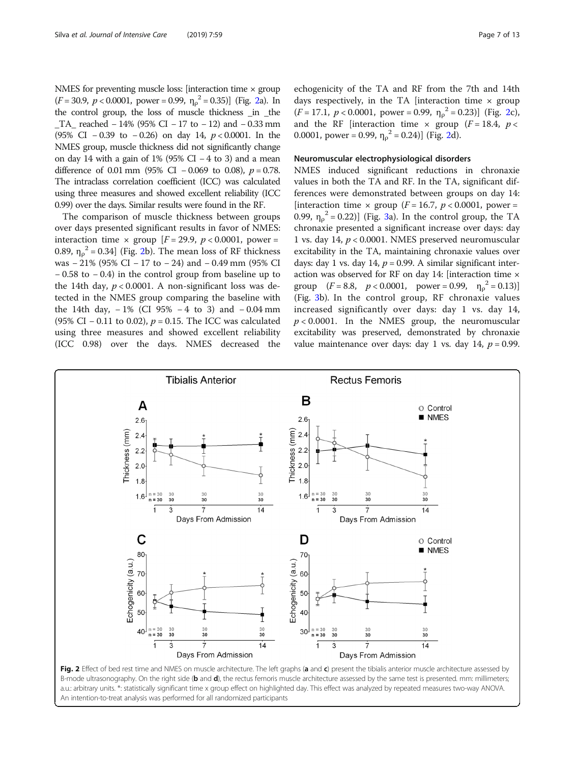NMES for preventing muscle loss: [interaction time × group ($F = 30.9$, $p < 0.0001$, power = 0.99, $\eta_\rho^2 = 0.35$)] (Fig. 2a). In the control group, the loss of muscle thickness _in _the _TA_ reached − 14% (95% CI − 17 to − 12) and − 0.33 mm (95% CI − 0.39 to − 0.26) on day 14, $p < 0.0001$. In the NMES group, muscle thickness did not significantly change on day 14 with a gain of 1% (95% CI − 4 to 3) and a mean difference of 0.01 mm (95% CI − 0.069 to 0.08), $p = 0.78$. The intraclass correlation coefficient (ICC) was calculated using three measures and showed excellent reliability (ICC 0.99) over the days. Similar results were found in the RF.

The comparison of muscle thickness between groups over days presented significant results in favor of NMES: interaction time × group [$F = 29.9$, $p < 0.0001$, power = 0.89, $\eta_\rho^2 = 0.34$] (Fig. 2b). The mean loss of RF thickness was − 21% (95% CI − 17 to − 24) and − 0.49 mm (95% CI − 0.58 to − 0.4) in the control group from baseline up to the 14th day, $p < 0.0001$. A non-significant loss was detected in the NMES group comparing the baseline with the 14th day, − 1% (CI 95% − 4 to 3) and − 0.04 mm (95% CI − 0.11 to 0.02), $p = 0.15$. The ICC was calculated using three measures and showed excellent reliability (ICC 0.98) over the days. NMES decreased the echogenicity of the TA and RF from the 7th and 14th days respectively, in the TA [interaction time × group ($F = 17.1$, $p < 0.0001$, power = 0.99, $\eta_\rho^2 = 0.23$)] (Fig. 2c), and the RF [interaction time × group ($F = 18.4$, $p < 0.0001$, power = 0.99, $\eta_\rho^2 = 0.24$)] (Fig. 2d).

### Neuromuscular electrophysiological disorders

NMES induced significant reductions in chronaxie values in both the TA and RF. In the TA, significant differences were demonstrated between groups on day 14: [interaction time × group ($F = 16.7$, $p < 0.0001$, power = 0.99, $\eta_\rho^2 = 0.22$)] (Fig. 3a). In the control group, the TA chronaxie presented a significant increase over days: day 1 vs. day 14, $p < 0.0001$. NMES preserved neuromuscular excitability in the TA, maintaining chronaxie values over days: day 1 vs. day 14, $p = 0.99$. A similar significant interaction was observed for RF on day 14: [interaction time × group ($F = 8.8$, $p < 0.0001$, power = 0.99, $\eta_\rho^2 = 0.13$)] (Fig. 3b). In the control group, RF chronaxie values increased significantly over days: day 1 vs. day 14, $p < 0.0001$. In the NMES group, the neuromuscular excitability was preserved, demonstrated by chronaxie value maintenance over days: day 1 vs. day 14, $p = 0.99$.

**Fig. 2** Effect of bed rest time and NMES on muscle architecture. The left graphs (**a** and **c**) present the tibialis anterior muscle architecture assessed by B-mode ultrasonography. On the right side (**b** and **d**), the rectus femoris muscle architecture assessed by the same test is presented. mm: millimeters; a.u.: arbitrary units. *: statistically significant time x group effect on highlighted day. This effect was analyzed by repeated measures two-way ANOVA. An intention-to-treat analysis was performed for all randomized participants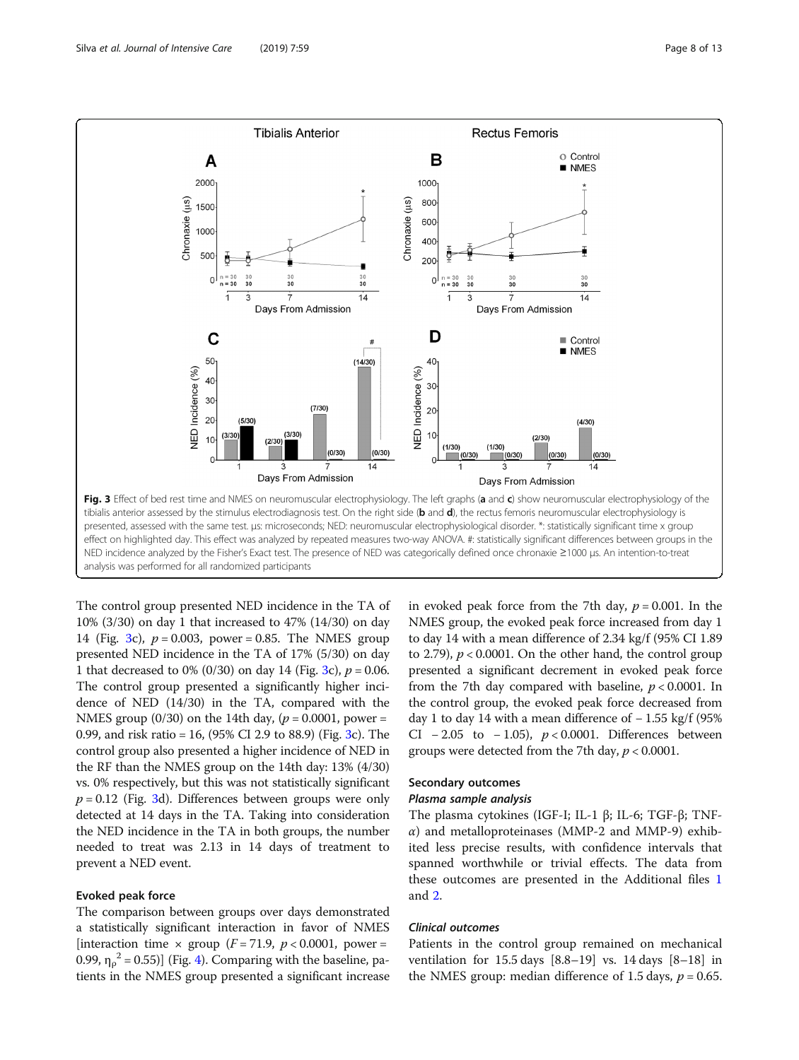Fig. 3 Effect of bed rest time and NMES on neuromuscular electrophysiology. The left graphs (**a** and **c**) show neuromuscular electrophysiology of the tibialis anterior assessed by the stimulus electrodiagnosis test. On the right side (**b** and **d**), the rectus femoris neuromuscular electrophysiology is presented, assessed with the same test. μs: microseconds; NED: neuromuscular electrophysiological disorder. *: statistically significant time x group effect on highlighted day. This effect was analyzed by repeated measures two-way ANOVA. #: statistically significant differences between groups in the NED incidence analyzed by the Fisher's Exact test. The presence of NED was categorically defined once chronaxie ≥1000 μs. An intention-to-treat analysis was performed for all randomized participants

The control group presented NED incidence in the TA of 10% (3/30) on day 1 that increased to 47% (14/30) on day 14 (Fig. 3c), $p = 0.003$, power = 0.85. The NMES group presented NED incidence in the TA of 17% (5/30) on day 1 that decreased to 0% (0/30) on day 14 (Fig. 3c), $p = 0.06$. The control group presented a significantly higher incidence of NED (14/30) in the TA, compared with the NMES group (0/30) on the 14th day, ($p = 0.0001$, power = 0.99, and risk ratio = 16, (95% CI 2.9 to 88.9) (Fig. 3c). The control group also presented a higher incidence of NED in the RF than the NMES group on the 14th day: 13% (4/30) vs. 0% respectively, but this was not statistically significant $p = 0.12$ (Fig. 3d). Differences between groups were only detected at 14 days in the TA. Taking into consideration the NED incidence in the TA in both groups, the number needed to treat was 2.13 in 14 days of treatment to prevent a NED event.

## Evoked peak force

The comparison between groups over days demonstrated a statistically significant interaction in favor of NMES [interaction time × group ($F = 71.9$, $p < 0.0001$, power = 0.99, $\eta_\rho^2 = 0.55$)] (Fig. 4). Comparing with the baseline, patients in the NMES group presented a significant increase in evoked peak force from the 7th day, $p = 0.001$. In the NMES group, the evoked peak force increased from day 1 to day 14 with a mean difference of 2.34 kg/f (95% CI 1.89 to 2.79), $p < 0.0001$. On the other hand, the control group presented a significant decrement in evoked peak force from the 7th day compared with baseline, $p < 0.0001$. In the control group, the evoked peak force decreased from day 1 to day 14 with a mean difference of − 1.55 kg/f (95% CI − 2.05 to − 1.05), $p < 0.0001$. Differences between groups were detected from the 7th day, $p < 0.0001$.

## Secondary outcomes

### *Plasma sample analysis*

The plasma cytokines (IGF-I; IL-1 β; IL-6; TGF-β; TNF-$\alpha$) and metalloproteinases (MMP-2 and MMP-9) exhibited less precise results, with confidence intervals that spanned worthwhile or trivial effects. The data from these outcomes are presented in the Additional files 1 and 2.

### *Clinical outcomes*

Patients in the control group remained on mechanical ventilation for 15.5 days [8.8–19] vs. 14 days [8–18] in the NMES group: median difference of 1.5 days, $p = 0.65$.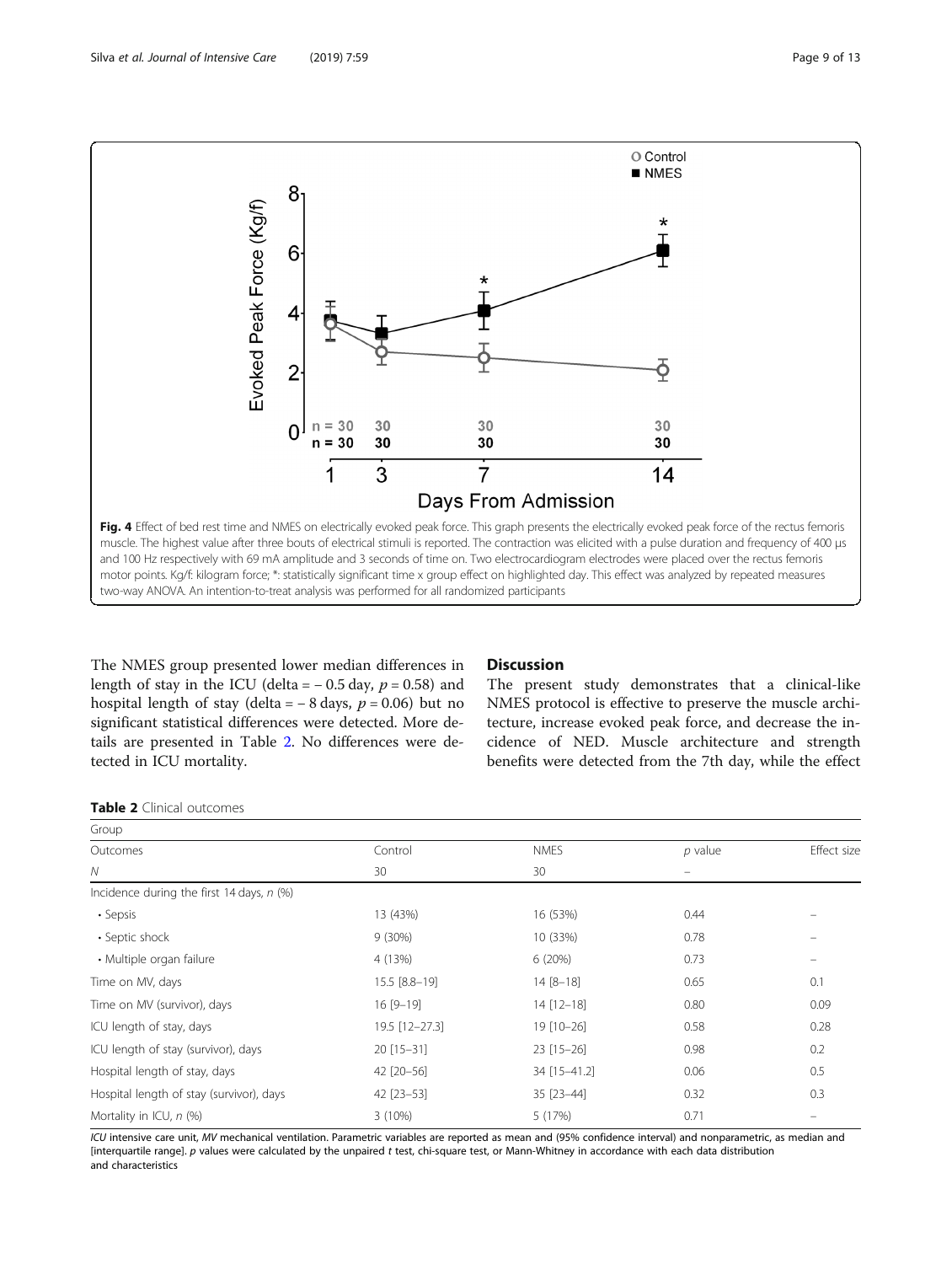**Fig. 4** Effect of bed rest time and NMES on electrically evoked peak force. This graph presents the electrically evoked peak force of the rectus femoris muscle. The highest value after three bouts of electrical stimuli is reported. The contraction was elicited with a pulse duration and frequency of 400 μs and 100 Hz respectively with 69 mA amplitude and 3 seconds of time on. Two electrocardiogram electrodes were placed over the rectus femoris motor points. Kg/f: kilogram force; *: statistically significant time x group effect on highlighted day. This effect was analyzed by repeated measures two-way ANOVA. An intention-to-treat analysis was performed for all randomized participants

The NMES group presented lower median differences in length of stay in the ICU (delta = − 0.5 day, $p = 0.58$) and hospital length of stay (delta = − 8 days, $p = 0.06$) but no significant statistical differences were detected. More details are presented in Table 2. No differences were detected in ICU mortality.

## Discussion

The present study demonstrates that a clinical-like NMES protocol is effective to preserve the muscle architecture, increase evoked peak force, and decrease the incidence of NED. Muscle architecture and strength benefits were detected from the 7th day, while the effect

**Table 2** Clinical outcomes

| Group | | | | |
|---|---|---|---|---|
| Outcomes | Control | NMES | *p* value | Effect size |
| *N* | 30 | 30 | – | |
| Incidence during the first 14 days, *n* (%) | | | | |
| • Sepsis | 13 (43%) | 16 (53%) | 0.44 | – |
| • Septic shock | 9 (30%) | 10 (33%) | 0.78 | – |
| • Multiple organ failure | 4 (13%) | 6 (20%) | 0.73 | – |
| Time on MV, days | 15.5 [8.8–19] | 14 [8–18] | 0.65 | 0.1 |
| Time on MV (survivor), days | 16 [9–19] | 14 [12–18] | 0.80 | 0.09 |
| ICU length of stay, days | 19.5 [12–27.3] | 19 [10–26] | 0.58 | 0.28 |
| ICU length of stay (survivor), days | 20 [15–31] | 23 [15–26] | 0.98 | 0.2 |
| Hospital length of stay, days | 42 [20–56] | 34 [15–41.2] | 0.06 | 0.5 |
| Hospital length of stay (survivor), days | 42 [23–53] | 35 [23–44] | 0.32 | 0.3 |
| Mortality in ICU, *n* (%) | 3 (10%) | 5 (17%) | 0.71 | – |

*ICU* intensive care unit, *MV* mechanical ventilation. Parametric variables are reported as mean and (95% confidence interval) and nonparametric, as median and [interquartile range]. *p* values were calculated by the unpaired *t* test, chi-square test, or Mann-Whitney in accordance with each data distribution and characteristics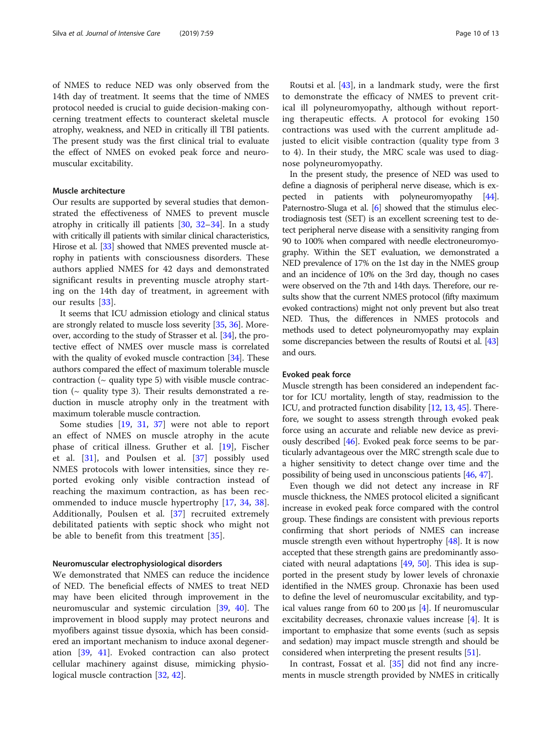of NMES to reduce NED was only observed from the 14th day of treatment. It seems that the time of NMES protocol needed is crucial to guide decision-making concerning treatment effects to counteract skeletal muscle atrophy, weakness, and NED in critically ill TBI patients. The present study was the first clinical trial to evaluate the effect of NMES on evoked peak force and neuromuscular excitability.

### Muscle architecture

Our results are supported by several studies that demonstrated the effectiveness of NMES to prevent muscle atrophy in critically ill patients [30, 32–34]. In a study with critically ill patients with similar clinical characteristics, Hirose et al. [33] showed that NMES prevented muscle atrophy in patients with consciousness disorders. These authors applied NMES for 42 days and demonstrated significant results in preventing muscle atrophy starting on the 14th day of treatment, in agreement with our results [33].

It seems that ICU admission etiology and clinical status are strongly related to muscle loss severity [35, 36]. Moreover, according to the study of Strasser et al. [34], the protective effect of NMES over muscle mass is correlated with the quality of evoked muscle contraction [34]. These authors compared the effect of maximum tolerable muscle contraction (~ quality type 5) with visible muscle contraction (~ quality type 3). Their results demonstrated a reduction in muscle atrophy only in the treatment with maximum tolerable muscle contraction.

Some studies [19, 31, 37] were not able to report an effect of NMES on muscle atrophy in the acute phase of critical illness. Gruther et al. [19], Fischer et al. [31], and Poulsen et al. [37] possibly used NMES protocols with lower intensities, since they reported evoking only visible contraction instead of reaching the maximum contraction, as has been recommended to induce muscle hypertrophy [17, 34, 38]. Additionally, Poulsen et al. [37] recruited extremely debilitated patients with septic shock who might not be able to benefit from this treatment [35].

### Neuromuscular electrophysiological disorders

We demonstrated that NMES can reduce the incidence of NED. The beneficial effects of NMES to treat NED may have been elicited through improvement in the neuromuscular and systemic circulation [39, 40]. The improvement in blood supply may protect neurons and myofibers against tissue dysoxia, which has been considered an important mechanism to induce axonal degeneration [39, 41]. Evoked contraction can also protect cellular machinery against disuse, mimicking physiological muscle contraction [32, 42].

Routsi et al. [43], in a landmark study, were the first to demonstrate the efficacy of NMES to prevent critical ill polyneuromyopathy, although without reporting therapeutic effects. A protocol for evoking 150 contractions was used with the current amplitude adjusted to elicit visible contraction (quality type from 3 to 4). In their study, the MRC scale was used to diagnose polyneuromyopathy.

In the present study, the presence of NED was used to define a diagnosis of peripheral nerve disease, which is expected in patients with polyneuromyopathy [44]. Paternostro-Sluga et al. [6] showed that the stimulus electrodiagnosis test (SET) is an excellent screening test to detect peripheral nerve disease with a sensitivity ranging from 90 to 100% when compared with needle electroneuromyography. Within the SET evaluation, we demonstrated a NED prevalence of 17% on the 1st day in the NMES group and an incidence of 10% on the 3rd day, though no cases were observed on the 7th and 14th days. Therefore, our results show that the current NMES protocol (fifty maximum evoked contractions) might not only prevent but also treat NED. Thus, the differences in NMES protocols and methods used to detect polyneuromyopathy may explain some discrepancies between the results of Routsi et al. [43] and ours.

### Evoked peak force

Muscle strength has been considered an independent factor for ICU mortality, length of stay, readmission to the ICU, and protracted function disability [12, 13, 45]. Therefore, we sought to assess strength through evoked peak force using an accurate and reliable new device as previously described [46]. Evoked peak force seems to be particularly advantageous over the MRC strength scale due to a higher sensitivity to detect change over time and the possibility of being used in unconscious patients [46, 47].

Even though we did not detect any increase in RF muscle thickness, the NMES protocol elicited a significant increase in evoked peak force compared with the control group. These findings are consistent with previous reports confirming that short periods of NMES can increase muscle strength even without hypertrophy [48]. It is now accepted that these strength gains are predominantly associated with neural adaptations [49, 50]. This idea is supported in the present study by lower levels of chronaxie identified in the NMES group. Chronaxie has been used to define the level of neuromuscular excitability, and typical values range from 60 to 200 μs [4]. If neuromuscular excitability decreases, chronaxie values increase [4]. It is important to emphasize that some events (such as sepsis and sedation) may impact muscle strength and should be considered when interpreting the present results [51].

In contrast, Fossat et al. [35] did not find any increments in muscle strength provided by NMES in critically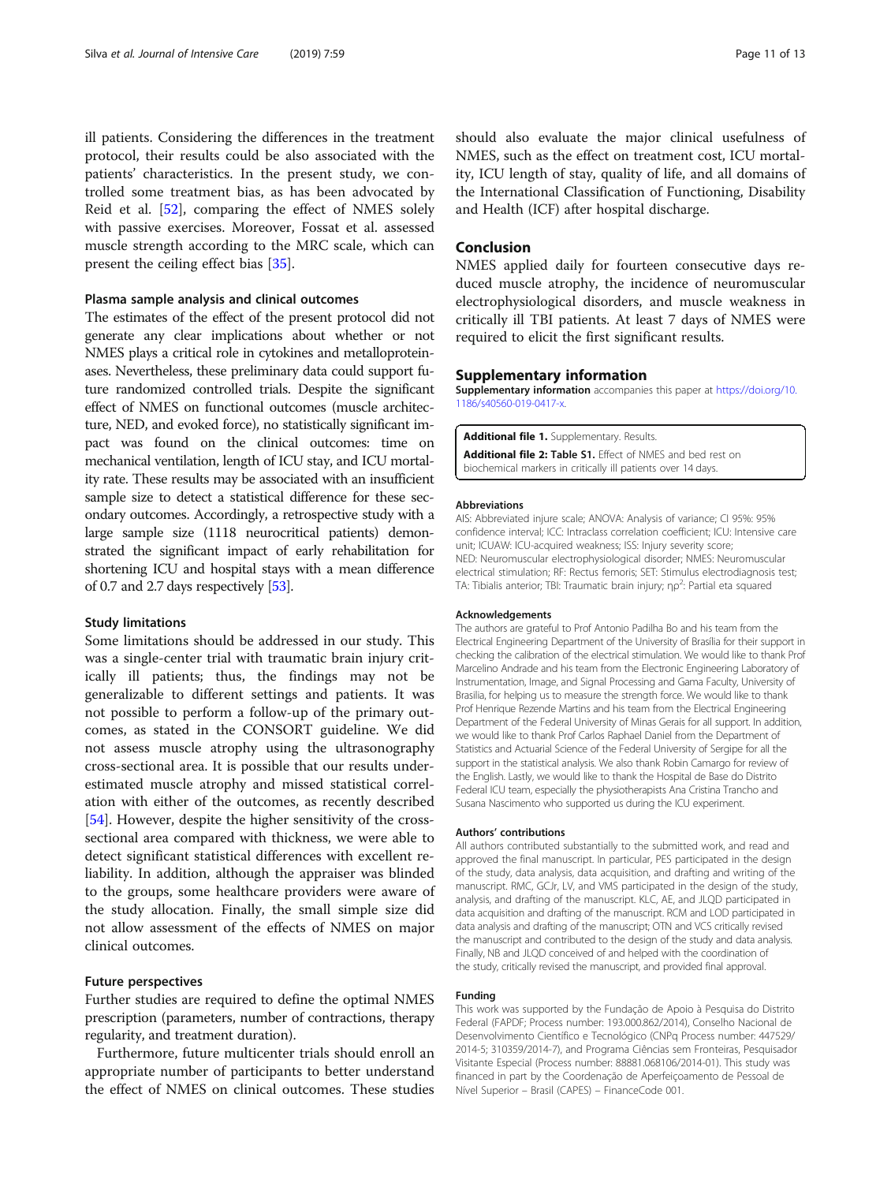ill patients. Considering the differences in the treatment protocol, their results could be also associated with the patients' characteristics. In the present study, we controlled some treatment bias, as has been advocated by Reid et al. [52], comparing the effect of NMES solely with passive exercises. Moreover, Fossat et al. assessed muscle strength according to the MRC scale, which can present the ceiling effect bias [35].

### Plasma sample analysis and clinical outcomes

The estimates of the effect of the present protocol did not generate any clear implications about whether or not NMES plays a critical role in cytokines and metalloproteinases. Nevertheless, these preliminary data could support future randomized controlled trials. Despite the significant effect of NMES on functional outcomes (muscle architecture, NED, and evoked force), no statistically significant impact was found on the clinical outcomes: time on mechanical ventilation, length of ICU stay, and ICU mortality rate. These results may be associated with an insufficient sample size to detect a statistical difference for these secondary outcomes. Accordingly, a retrospective study with a large sample size (1118 neurocritical patients) demonstrated the significant impact of early rehabilitation for shortening ICU and hospital stays with a mean difference of 0.7 and 2.7 days respectively [53].

### Study limitations

Some limitations should be addressed in our study. This was a single-center trial with traumatic brain injury critically ill patients; thus, the findings may not be generalizable to different settings and patients. It was not possible to perform a follow-up of the primary outcomes, as stated in the CONSORT guideline. We did not assess muscle atrophy using the ultrasonography cross-sectional area. It is possible that our results underestimated muscle atrophy and missed statistical correlation with either of the outcomes, as recently described [54]. However, despite the higher sensitivity of the cross-sectional area compared with thickness, we were able to detect significant statistical differences with excellent reliability. In addition, although the appraiser was blinded to the groups, some healthcare providers were aware of the study allocation. Finally, the small simple size did not allow assessment of the effects of NMES on major clinical outcomes.

### Future perspectives

Further studies are required to define the optimal NMES prescription (parameters, number of contractions, therapy regularity, and treatment duration).

Furthermore, future multicenter trials should enroll an appropriate number of participants to better understand the effect of NMES on clinical outcomes. These studies should also evaluate the major clinical usefulness of NMES, such as the effect on treatment cost, ICU mortality, ICU length of stay, quality of life, and all domains of the International Classification of Functioning, Disability and Health (ICF) after hospital discharge.

## Conclusion

NMES applied daily for fourteen consecutive days reduced muscle atrophy, the incidence of neuromuscular electrophysiological disorders, and muscle weakness in critically ill TBI patients. At least 7 days of NMES were required to elicit the first significant results.

## Supplementary information

**Supplementary information** accompanies this paper at https://doi.org/10.1186/s40560-019-0417-x.

**Additional file 1.** Supplementary. Results.

**Additional file 2: Table S1.** Effect of NMES and bed rest on biochemical markers in critically ill patients over 14 days.

#### Abbreviations

AIS: Abbreviated injure scale; ANOVA: Analysis of variance; CI 95%: 95% confidence interval; ICC: Intraclass correlation coefficient; ICU: Intensive care unit; ICUAW: ICU-acquired weakness; ISS: Injury severity score; NED: Neuromuscular electrophysiological disorder; NMES: Neuromuscular electrical stimulation; RF: Rectus femoris; SET: Stimulus electrodiagnosis test; TA: Tibialis anterior; TBI: Traumatic brain injury; $\eta\rho^2$: Partial eta squared

#### Acknowledgements

The authors are grateful to Prof Antonio Padilha Bo and his team from the Electrical Engineering Department of the University of Brasília for their support in checking the calibration of the electrical stimulation. We would like to thank Prof Marcelino Andrade and his team from the Electronic Engineering Laboratory of Instrumentation, Image, and Signal Processing and Gama Faculty, University of Brasilia, for helping us to measure the strength force. We would like to thank Prof Henrique Rezende Martins and his team from the Electrical Engineering Department of the Federal University of Minas Gerais for all support. In addition, we would like to thank Prof Carlos Raphael Daniel from the Department of Statistics and Actuarial Science of the Federal University of Sergipe for all the support in the statistical analysis. We also thank Robin Camargo for review of the English. Lastly, we would like to thank the Hospital de Base do Distrito Federal ICU team, especially the physiotherapists Ana Cristina Trancho and Susana Nascimento who supported us during the ICU experiment.

#### Authors' contributions

All authors contributed substantially to the submitted work, and read and approved the final manuscript. In particular, PES participated in the design of the study, data analysis, data acquisition, and drafting and writing of the manuscript. RMC, GCJr, LV, and VMS participated in the design of the study, analysis, and drafting of the manuscript. KLC, AE, and JLQD participated in data acquisition and drafting of the manuscript. RCM and LOD participated in data analysis and drafting of the manuscript; OTN and VCS critically revised the manuscript and contributed to the design of the study and data analysis. Finally, NB and JLQD conceived of and helped with the coordination of the study, critically revised the manuscript, and provided final approval.

#### Funding

This work was supported by the Fundação de Apoio à Pesquisa do Distrito Federal (FAPDF; Process number: 193.000.862/2014), Conselho Nacional de Desenvolvimento Científico e Tecnológico (CNPq Process number: 447529/2014-5; 310359/2014-7), and Programa Ciências sem Fronteiras, Pesquisador Visitante Especial (Process number: 88881.068106/2014-01). This study was financed in part by the Coordenação de Aperfeiçoamento de Pessoal de Nível Superior – Brasil (CAPES) – FinanceCode 001.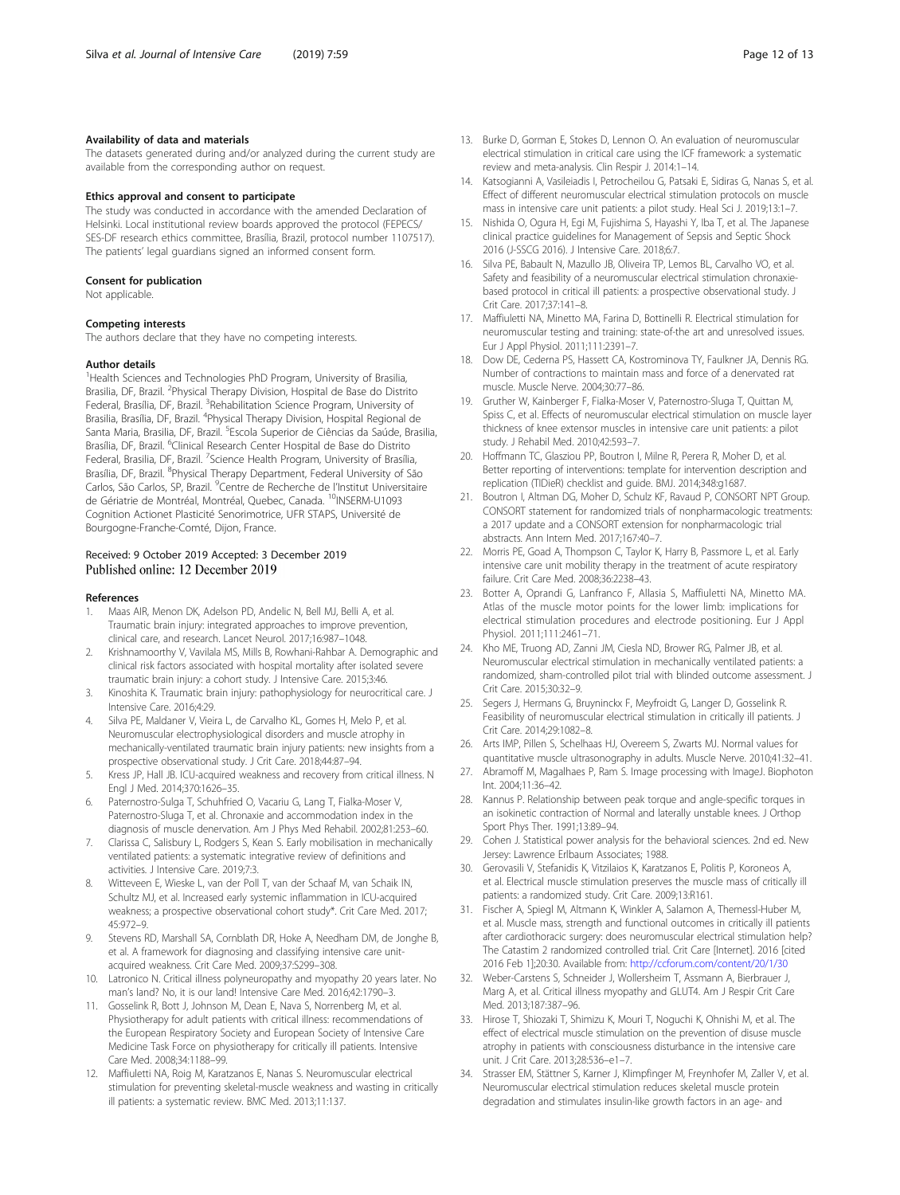#### Availability of data and materials

The datasets generated during and/or analyzed during the current study are available from the corresponding author on request.

#### Ethics approval and consent to participate

The study was conducted in accordance with the amended Declaration of Helsinki. Local institutional review boards approved the protocol (FEPECS/SES-DF research ethics committee, Brasília, Brazil, protocol number 1107517). The patients' legal guardians signed an informed consent form.

#### Consent for publication

Not applicable.

#### Competing interests

The authors declare that they have no competing interests.

#### Author details

[1]Health Sciences and Technologies PhD Program, University of Brasilia, Brasilia, DF, Brazil. [2]Physical Therapy Division, Hospital de Base do Distrito Federal, Brasília, DF, Brazil. [3]Rehabilitation Science Program, University of Brasilia, Brasília, DF, Brazil. [4]Physical Therapy Division, Hospital Regional de Santa Maria, Brasilia, DF, Brazil. [5]Escola Superior de Ciências da Saúde, Brasilia, Brasília, DF, Brazil. [6]Clinical Research Center Hospital de Base do Distrito Federal, Brasilia, DF, Brazil. [7]Science Health Program, University of Brasília, Brasília, DF, Brazil. [8]Physical Therapy Department, Federal University of São Carlos, São Carlos, SP, Brazil. [9]Centre de Recherche de l'Institut Universitaire de Gériatrie de Montréal, Montréal, Quebec, Canada. [10]INSERM-U1093 Cognition Actionet Plasticité Senorimotrice, UFR STAPS, Université de Bourgogne-Franche-Comté, Dijon, France.

Received: 9 October 2019 Accepted: 3 December 2019
Published online: 12 December 2019

#### References

1. Maas AIR, Menon DK, Adelson PD, Andelic N, Bell MJ, Belli A, et al. Traumatic brain injury: integrated approaches to improve prevention, clinical care, and research. Lancet Neurol. 2017;16:987–1048.
2. Krishnamoorthy V, Vavilala MS, Mills B, Rowhani-Rahbar A. Demographic and clinical risk factors associated with hospital mortality after isolated severe traumatic brain injury: a cohort study. J Intensive Care. 2015;3:46.
3. Kinoshita K. Traumatic brain injury: pathophysiology for neurocritical care. J Intensive Care. 2016;4:29.
4. Silva PE, Maldaner V, Vieira L, de Carvalho KL, Gomes H, Melo P, et al. Neuromuscular electrophysiological disorders and muscle atrophy in mechanically-ventilated traumatic brain injury patients: new insights from a prospective observational study. J Crit Care. 2018;44:87–94.
5. Kress JP, Hall JB. ICU-acquired weakness and recovery from critical illness. N Engl J Med. 2014;370:1626–35.
6. Paternostro-Sulga T, Schuhfried O, Vacariu G, Lang T, Fialka-Moser V, Paternostro-Sluga T, et al. Chronaxie and accommodation index in the diagnosis of muscle denervation. Am J Phys Med Rehabil. 2002;81:253–60.
7. Clarissa C, Salisbury L, Rodgers S, Kean S. Early mobilisation in mechanically ventilated patients: a systematic integrative review of definitions and activities. J Intensive Care. 2019;7:3.
8. Witteveen E, Wieske L, van der Poll T, van der Schaaf M, van Schaik IN, Schultz MJ, et al. Increased early systemic inflammation in ICU-acquired weakness; a prospective observational cohort study*. Crit Care Med. 2017;45:972–9.
9. Stevens RD, Marshall SA, Cornblath DR, Hoke A, Needham DM, de Jonghe B, et al. A framework for diagnosing and classifying intensive care unit-acquired weakness. Crit Care Med. 2009;37:S299–308.
10. Latronico N. Critical illness polyneuropathy and myopathy 20 years later. No man's land? No, it is our land! Intensive Care Med. 2016;42:1790–3.
11. Gosselink R, Bott J, Johnson M, Dean E, Nava S, Norrenberg M, et al. Physiotherapy for adult patients with critical illness: recommendations of the European Respiratory Society and European Society of Intensive Care Medicine Task Force on physiotherapy for critically ill patients. Intensive Care Med. 2008;34:1188–99.
12. Maffiuletti NA, Roig M, Karatzanos E, Nanas S. Neuromuscular electrical stimulation for preventing skeletal-muscle weakness and wasting in critically ill patients: a systematic review. BMC Med. 2013;11:137.
13. Burke D, Gorman E, Stokes D, Lennon O. An evaluation of neuromuscular electrical stimulation in critical care using the ICF framework: a systematic review and meta-analysis. Clin Respir J. 2014:1–14.
14. Katsogianni A, Vasileiadis I, Petrocheilou G, Patsaki E, Sidiras G, Nanas S, et al. Effect of different neuromuscular electrical stimulation protocols on muscle mass in intensive care unit patients: a pilot study. Heal Sci J. 2019;13:1–7.
15. Nishida O, Ogura H, Egi M, Fujishima S, Hayashi Y, Iba T, et al. The Japanese clinical practice guidelines for Management of Sepsis and Septic Shock 2016 (J-SSCG 2016). J Intensive Care. 2018;6:7.
16. Silva PE, Babault N, Mazullo JB, Oliveira TP, Lemos BL, Carvalho VO, et al. Safety and feasibility of a neuromuscular electrical stimulation chronaxie-based protocol in critical ill patients: a prospective observational study. J Crit Care. 2017;37:141–8.
17. Maffiuletti NA, Minetto MA, Farina D, Bottinelli R. Electrical stimulation for neuromuscular testing and training: state-of-the art and unresolved issues. Eur J Appl Physiol. 2011;111:2391–7.
18. Dow DE, Cederna PS, Hassett CA, Kostrominova TY, Faulkner JA, Dennis RG. Number of contractions to maintain mass and force of a denervated rat muscle. Muscle Nerve. 2004;30:77–86.
19. Gruther W, Kainberger F, Fialka-Moser V, Paternostro-Sluga T, Quittan M, Spiss C, et al. Effects of neuromuscular electrical stimulation on muscle layer thickness of knee extensor muscles in intensive care unit patients: a pilot study. J Rehabil Med. 2010;42:593–7.
20. Hoffmann TC, Glasziou PP, Boutron I, Milne R, Perera R, Moher D, et al. Better reporting of interventions: template for intervention description and replication (TIDieR) checklist and guide. BMJ. 2014;348:g1687.
21. Boutron I, Altman DG, Moher D, Schulz KF, Ravaud P, CONSORT NPT Group. CONSORT statement for randomized trials of nonpharmacologic treatments: a 2017 update and a CONSORT extension for nonpharmacologic trial abstracts. Ann Intern Med. 2017;167:40–7.
22. Morris PE, Goad A, Thompson C, Taylor K, Harry B, Passmore L, et al. Early intensive care unit mobility therapy in the treatment of acute respiratory failure. Crit Care Med. 2008;36:2238–43.
23. Botter A, Oprandi G, Lanfranco F, Allasia S, Maffiuletti NA, Minetto MA. Atlas of the muscle motor points for the lower limb: implications for electrical stimulation procedures and electrode positioning. Eur J Appl Physiol. 2011;111:2461–71.
24. Kho ME, Truong AD, Zanni JM, Ciesla ND, Brower RG, Palmer JB, et al. Neuromuscular electrical stimulation in mechanically ventilated patients: a randomized, sham-controlled pilot trial with blinded outcome assessment. J Crit Care. 2015;30:32–9.
25. Segers J, Hermans G, Bruyninckx F, Meyfroidt G, Langer D, Gosselink R. Feasibility of neuromuscular electrical stimulation in critically ill patients. J Crit Care. 2014;29:1082–8.
26. Arts IMP, Pillen S, Schelhaas HJ, Overeem S, Zwarts MJ. Normal values for quantitative muscle ultrasonography in adults. Muscle Nerve. 2010;41:32–41.
27. Abramoff M, Magalhaes P, Ram S. Image processing with ImageJ. Biophoton Int. 2004;11:36–42.
28. Kannus P. Relationship between peak torque and angle-specific torques in an isokinetic contraction of Normal and laterally unstable knees. J Orthop Sport Phys Ther. 1991;13:89–94.
29. Cohen J. Statistical power analysis for the behavioral sciences. 2nd ed. New Jersey: Lawrence Erlbaum Associates; 1988.
30. Gerovasili V, Stefanidis K, Vitzilaios K, Karatzanos E, Politis P, Koroneos A, et al. Electrical muscle stimulation preserves the muscle mass of critically ill patients: a randomized study. Crit Care. 2009;13:R161.
31. Fischer A, Spiegl M, Altmann K, Winkler A, Salamon A, Themessl-Huber M, et al. Muscle mass, strength and functional outcomes in critically ill patients after cardiothoracic surgery: does neuromuscular electrical stimulation help? The Catastim 2 randomized controlled trial. Crit Care [Internet]. 2016 [cited 2016 Feb 1];20:30. Available from: http://ccforum.com/content/20/1/30
32. Weber-Carstens S, Schneider J, Wollersheim T, Assmann A, Bierbrauer J, Marg A, et al. Critical illness myopathy and GLUT4. Am J Respir Crit Care Med. 2013;187:387–96.
33. Hirose T, Shiozaki T, Shimizu K, Mouri T, Noguchi K, Ohnishi M, et al. The effect of electrical muscle stimulation on the prevention of disuse muscle atrophy in patients with consciousness disturbance in the intensive care unit. J Crit Care. 2013;28:536–e1–7.
34. Strasser EM, Stättner S, Karner J, Klimpfinger M, Freynhofer M, Zaller V, et al. Neuromuscular electrical stimulation reduces skeletal muscle protein degradation and stimulates insulin-like growth factors in an age- and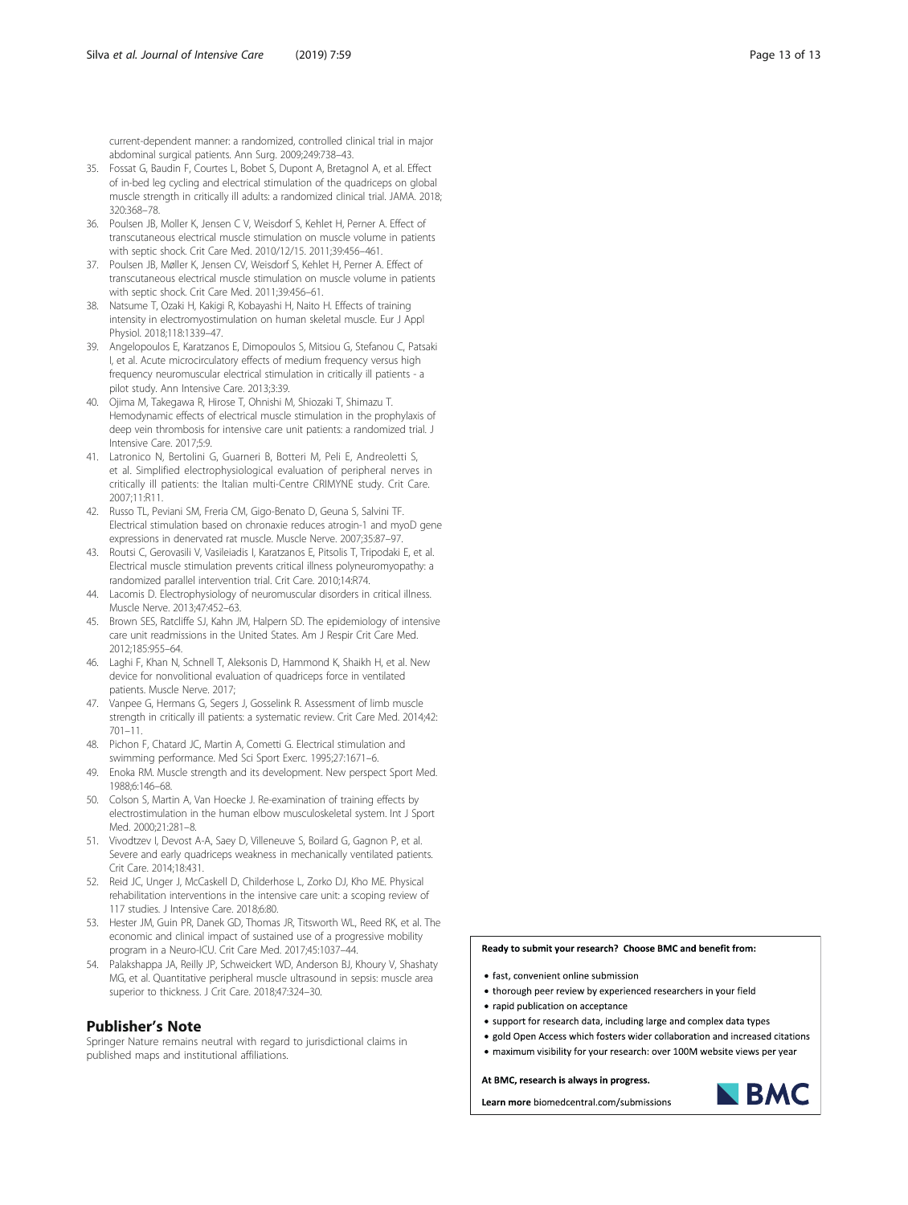current-dependent manner: a randomized, controlled clinical trial in major abdominal surgical patients. Ann Surg. 2009;249:738–43.

35. Fossat G, Baudin F, Courtes L, Bobet S, Dupont A, Bretagnol A, et al. Effect of in-bed leg cycling and electrical stimulation of the quadriceps on global muscle strength in critically ill adults: a randomized clinical trial. JAMA. 2018; 320:368–78.
36. Poulsen JB, Moller K, Jensen C V, Weisdorf S, Kehlet H, Perner A. Effect of transcutaneous electrical muscle stimulation on muscle volume in patients with septic shock. Crit Care Med. 2010/12/15. 2011;39:456–461.
37. Poulsen JB, Møller K, Jensen CV, Weisdorf S, Kehlet H, Perner A. Effect of transcutaneous electrical muscle stimulation on muscle volume in patients with septic shock. Crit Care Med. 2011;39:456–61.
38. Natsume T, Ozaki H, Kakigi R, Kobayashi H, Naito H. Effects of training intensity in electromyostimulation on human skeletal muscle. Eur J Appl Physiol. 2018;118:1339–47.
39. Angelopoulos E, Karatzanos E, Dimopoulos S, Mitsiou G, Stefanou C, Patsaki I, et al. Acute microcirculatory effects of medium frequency versus high frequency neuromuscular electrical stimulation in critically ill patients - a pilot study. Ann Intensive Care. 2013;3:39.
40. Ojima M, Takegawa R, Hirose T, Ohnishi M, Shiozaki T, Shimazu T. Hemodynamic effects of electrical muscle stimulation in the prophylaxis of deep vein thrombosis for intensive care unit patients: a randomized trial. J Intensive Care. 2017;5:9.
41. Latronico N, Bertolini G, Guarneri B, Botteri M, Peli E, Andreoletti S, et al. Simplified electrophysiological evaluation of peripheral nerves in critically ill patients: the Italian multi-Centre CRIMYNE study. Crit Care. 2007;11:R11.
42. Russo TL, Peviani SM, Freria CM, Gigo-Benato D, Geuna S, Salvini TF. Electrical stimulation based on chronaxie reduces atrogin-1 and myoD gene expressions in denervated rat muscle. Muscle Nerve. 2007;35:87–97.
43. Routsi C, Gerovasili V, Vasileiadis I, Karatzanos E, Pitsolis T, Tripodaki E, et al. Electrical muscle stimulation prevents critical illness polyneuromyopathy: a randomized parallel intervention trial. Crit Care. 2010;14:R74.
44. Lacomis D. Electrophysiology of neuromuscular disorders in critical illness. Muscle Nerve. 2013;47:452–63.
45. Brown SES, Ratcliffe SJ, Kahn JM, Halpern SD. The epidemiology of intensive care unit readmissions in the United States. Am J Respir Crit Care Med. 2012;185:955–64.
46. Laghi F, Khan N, Schnell T, Aleksonis D, Hammond K, Shaikh H, et al. New device for nonvolitional evaluation of quadriceps force in ventilated patients. Muscle Nerve. 2017;
47. Vanpee G, Hermans G, Segers J, Gosselink R. Assessment of limb muscle strength in critically ill patients: a systematic review. Crit Care Med. 2014;42: 701–11.
48. Pichon F, Chatard JC, Martin A, Cometti G. Electrical stimulation and swimming performance. Med Sci Sport Exerc. 1995;27:1671–6.
49. Enoka RM. Muscle strength and its development. New perspect Sport Med. 1988;6:146–68.
50. Colson S, Martin A, Van Hoecke J. Re-examination of training effects by electrostimulation in the human elbow musculoskeletal system. Int J Sport Med. 2000;21:281–8.
51. Vivodtzev I, Devost A-A, Saey D, Villeneuve S, Boilard G, Gagnon P, et al. Severe and early quadriceps weakness in mechanically ventilated patients. Crit Care. 2014;18:431.
52. Reid JC, Unger J, McCaskell D, Childerhose L, Zorko DJ, Kho ME. Physical rehabilitation interventions in the intensive care unit: a scoping review of 117 studies. J Intensive Care. 2018;6:80.
53. Hester JM, Guin PR, Danek GD, Thomas JR, Titsworth WL, Reed RK, et al. The economic and clinical impact of sustained use of a progressive mobility program in a Neuro-ICU. Crit Care Med. 2017;45:1037–44.
54. Palakshappa JA, Reilly JP, Schweickert WD, Anderson BJ, Khoury V, Shashaty MG, et al. Quantitative peripheral muscle ultrasound in sepsis: muscle area superior to thickness. J Crit Care. 2018;47:324–30.

## Publisher's Note

Springer Nature remains neutral with regard to jurisdictional claims in published maps and institutional affiliations.

**Ready to submit your research? Choose BMC and benefit from:**

- fast, convenient online submission
- thorough peer review by experienced researchers in your field
- rapid publication on acceptance
- support for research data, including large and complex data types
- gold Open Access which fosters wider collaboration and increased citations
- maximum visibility for your research: over 100M website views per year

**At BMC, research is always in progress.**

**Learn more** biomedcentral.com/submissions

BMC